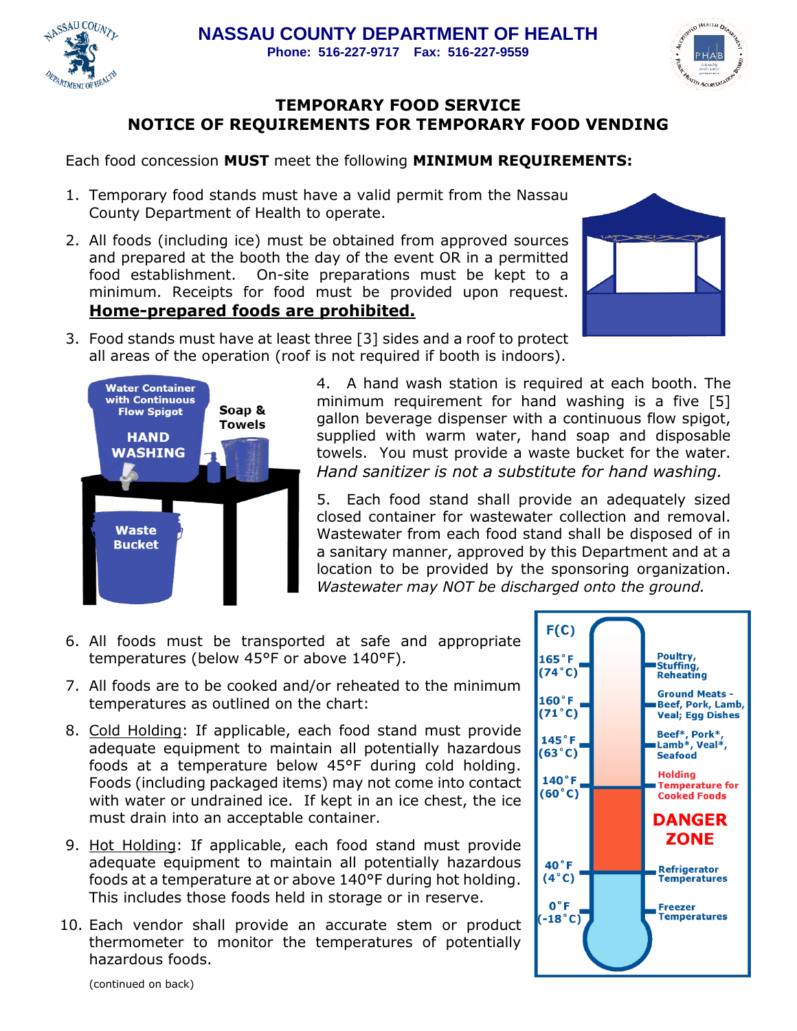# NASSAU COUNTY DEPARTMENT OF HEALTH

**Phone: 516-227-9717 Fax: 516-227-9559**

## TEMPORARY FOOD SERVICE
## NOTICE OF REQUIREMENTS FOR TEMPORARY FOOD VENDING

Each food concession **MUST** meet the following **MINIMUM REQUIREMENTS:**

1. Temporary food stands must have a valid permit from the Nassau County Department of Health to operate.
2. All foods (including ice) must be obtained from approved sources and prepared at the booth the day of the event OR in a permitted food establishment. On-site preparations must be kept to a minimum. Receipts for food must be provided upon request. **Home-prepared foods are prohibited.**
3. Food stands must have at least three [3] sides and a roof to protect all areas of the operation (roof is not required if booth is indoors).
4. A hand wash station is required at each booth. The minimum requirement for hand washing is a five [5] gallon beverage dispenser with a continuous flow spigot, supplied with warm water, hand soap and disposable towels. You must provide a waste bucket for the water. *Hand sanitizer is not a substitute for hand washing.*
5. Each food stand shall provide an adequately sized closed container for wastewater collection and removal. Wastewater from each food stand shall be disposed of in a sanitary manner, approved by this Department and at a location to be provided by the sponsoring organization. *Wastewater may NOT be discharged onto the ground.*
6. All foods must be transported at safe and appropriate temperatures (below 45°F or above 140°F).
7. All foods are to be cooked and/or reheated to the minimum temperatures as outlined on the chart:
8. Cold Holding: If applicable, each food stand must provide adequate equipment to maintain all potentially hazardous foods at a temperature below 45°F during cold holding. Foods (including packaged items) may not come into contact with water or undrained ice. If kept in an ice chest, the ice must drain into an acceptable container.
9. Hot Holding: If applicable, each food stand must provide adequate equipment to maintain all potentially hazardous foods at a temperature at or above 140°F during hot holding. This includes those foods held in storage or in reserve.
10. Each vendor shall provide an accurate stem or product thermometer to monitor the temperatures of potentially hazardous foods.

| F(C) | |
|---|---|
| 165°F (74°C) | Poultry, Stuffing, Reheating |
| 160°F (71°C) | Ground Meats - Beef, Pork, Lamb, Veal; Egg Dishes |
| 145°F (63°C) | Beef*, Pork*, Lamb*, Veal*, Seafood |
| 140°F (60°C) | Holding Temperature for Cooked Foods |
| | DANGER ZONE |
| 40°F (4°C) | Refrigerator Temperatures |
| 0°F (-18°C) | Freezer Temperatures |

(continued on back)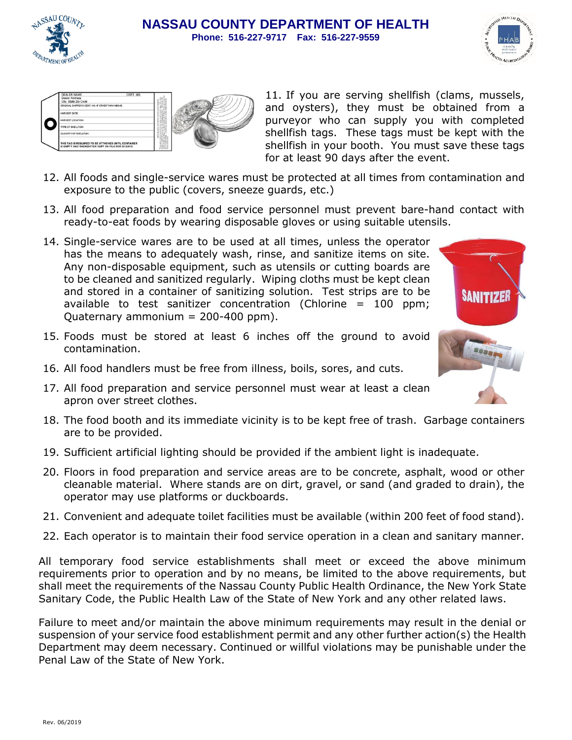# NASSAU COUNTY DEPARTMENT OF HEALTH

**Phone: 516-227-9717 Fax: 516-227-9559**

11. If you are serving shellfish (clams, mussels, and oysters), they must be obtained from a purveyor who can supply you with completed shellfish tags. These tags must be kept with the shellfish in your booth. You must save these tags for at least 90 days after the event.
12. All foods and single-service wares must be protected at all times from contamination and exposure to the public (covers, sneeze guards, etc.)
13. All food preparation and food service personnel must prevent bare-hand contact with ready-to-eat foods by wearing disposable gloves or using suitable utensils.
14. Single-service wares are to be used at all times, unless the operator has the means to adequately wash, rinse, and sanitize items on site. Any non-disposable equipment, such as utensils or cutting boards are to be cleaned and sanitized regularly. Wiping cloths must be kept clean and stored in a container of sanitizing solution. Test strips are to be available to test sanitizer concentration (Chlorine = 100 ppm; Quaternary ammonium = 200-400 ppm).
15. Foods must be stored at least 6 inches off the ground to avoid contamination.
16. All food handlers must be free from illness, boils, sores, and cuts.
17. All food preparation and service personnel must wear at least a clean apron over street clothes.
18. The food booth and its immediate vicinity is to be kept free of trash. Garbage containers are to be provided.
19. Sufficient artificial lighting should be provided if the ambient light is inadequate.
20. Floors in food preparation and service areas are to be concrete, asphalt, wood or other cleanable material. Where stands are on dirt, gravel, or sand (and graded to drain), the operator may use platforms or duckboards.
21. Convenient and adequate toilet facilities must be available (within 200 feet of food stand).
22. Each operator is to maintain their food service operation in a clean and sanitary manner.

All temporary food service establishments shall meet or exceed the above minimum requirements prior to operation and by no means, be limited to the above requirements, but shall meet the requirements of the Nassau County Public Health Ordinance, the New York State Sanitary Code, the Public Health Law of the State of New York and any other related laws.

Failure to meet and/or maintain the above minimum requirements may result in the denial or suspension of your service food establishment permit and any other further action(s) the Health Department may deem necessary. Continued or willful violations may be punishable under the Penal Law of the State of New York.

Rev. 06/2019